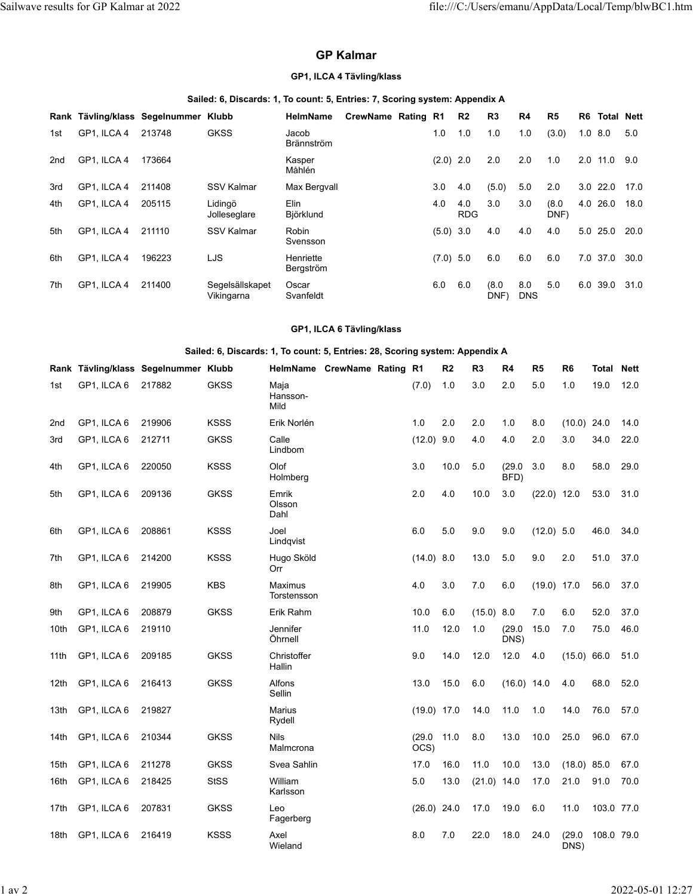# GP Kalmar

### GP1, ILCA 4 Tävling/klass

**Sailed: 6, Discards: 1, To count: 5, Entries: 7, Scoring system: Appendix A**

| Rank | Tävling/klass | Segelnummer | Klubb | HelmName | CrewName | Rating | R1 | R2 | R3 | R4 | R5 | R6 | Total | Nett |
|---|---|---|---|---|---|---|---|---|---|---|---|---|---|---|
| 1st | GP1, ILCA 4 | 213748 | GKSS | Jacob Brännström | | | 1.0 | 1.0 | 1.0 | 1.0 | (3.0) | 1.0 | 8.0 | 5.0 |
| 2nd | GP1, ILCA 4 | 173664 | | Kasper Måhlén | | | (2.0) | 2.0 | 2.0 | 2.0 | 1.0 | 2.0 | 11.0 | 9.0 |
| 3rd | GP1, ILCA 4 | 211408 | SSV Kalmar | Max Bergvall | | | 3.0 | 4.0 | (5.0) | 5.0 | 2.0 | 3.0 | 22.0 | 17.0 |
| 4th | GP1, ILCA 4 | 205115 | Lidingö Jolleseglare | Elin Björklund | | | 4.0 | 4.0 RDG | 3.0 | 3.0 | (8.0 DNF) | 4.0 | 26.0 | 18.0 |
| 5th | GP1, ILCA 4 | 211110 | SSV Kalmar | Robin Svensson | | | (5.0) | 3.0 | 4.0 | 4.0 | 4.0 | 5.0 | 25.0 | 20.0 |
| 6th | GP1, ILCA 4 | 196223 | LJS | Henriette Bergström | | | (7.0) | 5.0 | 6.0 | 6.0 | 6.0 | 7.0 | 37.0 | 30.0 |
| 7th | GP1, ILCA 4 | 211400 | Segelsällskapet Vikingarna | Oscar Svanfeldt | | | 6.0 | 6.0 | (8.0 DNF) | 8.0 DNS | 5.0 | 6.0 | 39.0 | 31.0 |

### GP1, ILCA 6 Tävling/klass

**Sailed: 6, Discards: 1, To count: 5, Entries: 28, Scoring system: Appendix A**

| Rank | Tävling/klass | Segelnummer | Klubb | HelmName | CrewName | Rating | R1 | R2 | R3 | R4 | R5 | R6 | Total | Nett |
|---|---|---|---|---|---|---|---|---|---|---|---|---|---|---|
| 1st | GP1, ILCA 6 | 217882 | GKSS | Maja Hansson-Mild | | | (7.0) | 1.0 | 3.0 | 2.0 | 5.0 | 1.0 | 19.0 | 12.0 |
| 2nd | GP1, ILCA 6 | 219906 | KSSS | Erik Norlén | | | 1.0 | 2.0 | 2.0 | 1.0 | 8.0 | (10.0) | 24.0 | 14.0 |
| 3rd | GP1, ILCA 6 | 212711 | GKSS | Calle Lindbom | | | (12.0) | 9.0 | 4.0 | 4.0 | 2.0 | 3.0 | 34.0 | 22.0 |
| 4th | GP1, ILCA 6 | 220050 | KSSS | Olof Holmberg | | | 3.0 | 10.0 | 5.0 | (29.0 BFD) | 3.0 | 8.0 | 58.0 | 29.0 |
| 5th | GP1, ILCA 6 | 209136 | GKSS | Emrik Olsson Dahl | | | 2.0 | 4.0 | 10.0 | 3.0 | (22.0) | 12.0 | 53.0 | 31.0 |
| 6th | GP1, ILCA 6 | 208861 | KSSS | Joel Lindqvist | | | 6.0 | 5.0 | 9.0 | 9.0 | (12.0) | 5.0 | 46.0 | 34.0 |
| 7th | GP1, ILCA 6 | 214200 | KSSS | Hugo Sköld Orr | | | (14.0) | 8.0 | 13.0 | 5.0 | 9.0 | 2.0 | 51.0 | 37.0 |
| 8th | GP1, ILCA 6 | 219905 | KBS | Maximus Torstensson | | | 4.0 | 3.0 | 7.0 | 6.0 | (19.0) | 17.0 | 56.0 | 37.0 |
| 9th | GP1, ILCA 6 | 208879 | GKSS | Erik Rahm | | | 10.0 | 6.0 | (15.0) | 8.0 | 7.0 | 6.0 | 52.0 | 37.0 |
| 10th | GP1, ILCA 6 | 219110 | | Jennifer Öhrnell | | | 11.0 | 12.0 | 1.0 | (29.0 DNS) | 15.0 | 7.0 | 75.0 | 46.0 |
| 11th | GP1, ILCA 6 | 209185 | GKSS | Christoffer Hallin | | | 9.0 | 14.0 | 12.0 | 12.0 | 4.0 | (15.0) | 66.0 | 51.0 |
| 12th | GP1, ILCA 6 | 216413 | GKSS | Alfons Sellin | | | 13.0 | 15.0 | 6.0 | (16.0) | 14.0 | 4.0 | 68.0 | 52.0 |
| 13th | GP1, ILCA 6 | 219827 | | Marius Rydell | | | (19.0) | 17.0 | 14.0 | 11.0 | 1.0 | 14.0 | 76.0 | 57.0 |
| 14th | GP1, ILCA 6 | 210344 | GKSS | Nils Malmcrona | | | (29.0 OCS) | 11.0 | 8.0 | 13.0 | 10.0 | 25.0 | 96.0 | 67.0 |
| 15th | GP1, ILCA 6 | 211278 | GKSS | Svea Sahlin | | | 17.0 | 16.0 | 11.0 | 10.0 | 13.0 | (18.0) | 85.0 | 67.0 |
| 16th | GP1, ILCA 6 | 218425 | StSS | William Karlsson | | | 5.0 | 13.0 | (21.0) | 14.0 | 17.0 | 21.0 | 91.0 | 70.0 |
| 17th | GP1, ILCA 6 | 207831 | GKSS | Leo Fagerberg | | | (26.0) | 24.0 | 17.0 | 19.0 | 6.0 | 11.0 | 103.0 | 77.0 |
| 18th | GP1, ILCA 6 | 216419 | KSSS | Axel Wieland | | | 8.0 | 7.0 | 22.0 | 18.0 | 24.0 | (29.0 DNS) | 108.0 | 79.0 |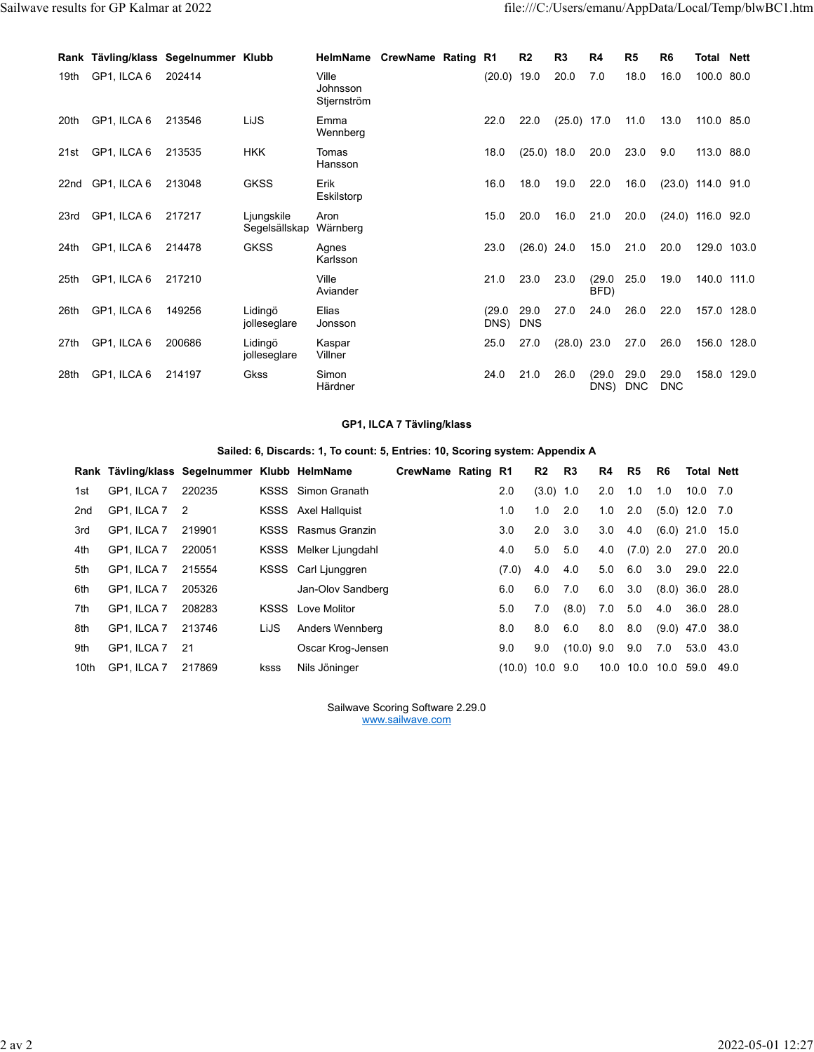| Rank | Tävling/klass | Segelnummer | Klubb | HelmName | CrewName | Rating | R1 | R2 | R3 | R4 | R5 | R6 | Total | Nett |
|---|---|---|---|---|---|---|---|---|---|---|---|---|---|---|
| 19th | GP1, ILCA 6 | 202414 | | Ville Johnsson Stjernström | | | (20.0) | 19.0 | 20.0 | 7.0 | 18.0 | 16.0 | 100.0 | 80.0 |
| 20th | GP1, ILCA 6 | 213546 | LiJS | Emma Wennberg | | | 22.0 | 22.0 | (25.0) | 17.0 | 11.0 | 13.0 | 110.0 | 85.0 |
| 21st | GP1, ILCA 6 | 213535 | HKK | Tomas Hansson | | | 18.0 | (25.0) | 18.0 | 20.0 | 23.0 | 9.0 | 113.0 | 88.0 |
| 22nd | GP1, ILCA 6 | 213048 | GKSS | Erik Eskilstorp | | | 16.0 | 18.0 | 19.0 | 22.0 | 16.0 | (23.0) | 114.0 | 91.0 |
| 23rd | GP1, ILCA 6 | 217217 | Ljungskile Segelsällskap | Aron Wärnberg | | | 15.0 | 20.0 | 16.0 | 21.0 | 20.0 | (24.0) | 116.0 | 92.0 |
| 24th | GP1, ILCA 6 | 214478 | GKSS | Agnes Karlsson | | | 23.0 | (26.0) | 24.0 | 15.0 | 21.0 | 20.0 | 129.0 | 103.0 |
| 25th | GP1, ILCA 6 | 217210 | | Ville Aviander | | | 21.0 | 23.0 | 23.0 | (29.0 BFD) | 25.0 | 19.0 | 140.0 | 111.0 |
| 26th | GP1, ILCA 6 | 149256 | Lidingö jolleseglare | Elias Jonsson | | | (29.0 DNS) | 29.0 DNS | 27.0 | 24.0 | 26.0 | 22.0 | 157.0 | 128.0 |
| 27th | GP1, ILCA 6 | 200686 | Lidingö jolleseglare | Kaspar Villner | | | 25.0 | 27.0 | (28.0) | 23.0 | 27.0 | 26.0 | 156.0 | 128.0 |
| 28th | GP1, ILCA 6 | 214197 | Gkss | Simon Härdner | | | 24.0 | 21.0 | 26.0 | (29.0 DNS) | 29.0 DNC | 29.0 DNC | 158.0 | 129.0 |

**GP1, ILCA 7 Tävling/klass**

**Sailed: 6, Discards: 1, To count: 5, Entries: 10, Scoring system: Appendix A**

| Rank | Tävling/klass | Segelnummer | Klubb | HelmName | CrewName | Rating | R1 | R2 | R3 | R4 | R5 | R6 | Total | Nett |
|---|---|---|---|---|---|---|---|---|---|---|---|---|---|---|
| 1st | GP1, ILCA 7 | 220235 | KSSS | Simon Granath | | | 2.0 | (3.0) | 1.0 | 2.0 | 1.0 | 1.0 | 10.0 | 7.0 |
| 2nd | GP1, ILCA 7 | 2 | KSSS | Axel Hallquist | | | 1.0 | 1.0 | 2.0 | 1.0 | 2.0 | (5.0) | 12.0 | 7.0 |
| 3rd | GP1, ILCA 7 | 219901 | KSSS | Rasmus Granzin | | | 3.0 | 2.0 | 3.0 | 3.0 | 4.0 | (6.0) | 21.0 | 15.0 |
| 4th | GP1, ILCA 7 | 220051 | KSSS | Melker Ljungdahl | | | 4.0 | 5.0 | 5.0 | 4.0 | (7.0) | 2.0 | 27.0 | 20.0 |
| 5th | GP1, ILCA 7 | 215554 | KSSS | Carl Ljunggren | | | (7.0) | 4.0 | 4.0 | 5.0 | 6.0 | 3.0 | 29.0 | 22.0 |
| 6th | GP1, ILCA 7 | 205326 | | Jan-Olov Sandberg | | | 6.0 | 6.0 | 7.0 | 6.0 | 3.0 | (8.0) | 36.0 | 28.0 |
| 7th | GP1, ILCA 7 | 208283 | KSSS | Love Molitor | | | 5.0 | 7.0 | (8.0) | 7.0 | 5.0 | 4.0 | 36.0 | 28.0 |
| 8th | GP1, ILCA 7 | 213746 | LiJS | Anders Wennberg | | | 8.0 | 8.0 | 6.0 | 8.0 | 8.0 | (9.0) | 47.0 | 38.0 |
| 9th | GP1, ILCA 7 | 21 | | Oscar Krog-Jensen | | | 9.0 | 9.0 | (10.0) | 9.0 | 9.0 | 7.0 | 53.0 | 43.0 |
| 10th | GP1, ILCA 7 | 217869 | ksss | Nils Jöninger | | | (10.0) | 10.0 | 9.0 | 10.0 | 10.0 | 10.0 | 59.0 | 49.0 |

Sailwave Scoring Software 2.29.0
www.sailwave.com